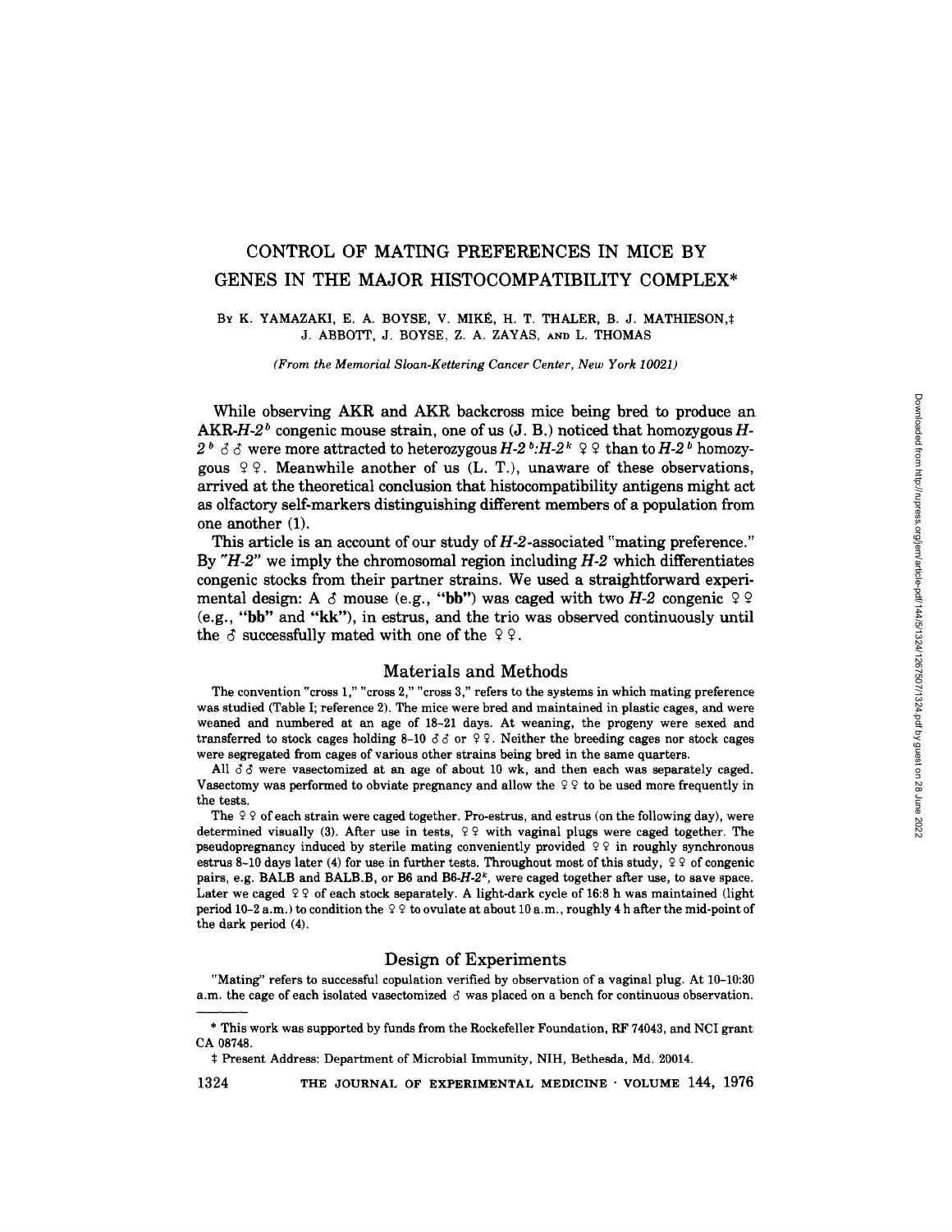# CONTROL OF MATING PREFERENCES IN MICE BY GENES IN THE MAJOR HISTOCOMPATIBILITY COMPLEX*

BY K. YAMAZAKI, E. A. BOYSE, V. MIKÉ, H. T. THALER, B. J. MATHIESON,‡ J. ABBOTT, J. BOYSE, Z. A. ZAYAS, AND L. THOMAS

*(From the Memorial Sloan-Kettering Cancer Center, New York 10021)*

While observing AKR and AKR backcross mice being bred to produce an AKR-*H-2*$^b$ congenic mouse strain, one of us (J. B.) noticed that homozygous *H-2*$^b$ ♂♂ were more attracted to heterozygous *H-2*$^b$:*H-2*$^k$ ♀♀ than to *H-2*$^b$ homozygous ♀♀. Meanwhile another of us (L. T.), unaware of these observations, arrived at the theoretical conclusion that histocompatibility antigens might act as olfactory self-markers distinguishing different members of a population from one another (1).

This article is an account of our study of *H-2*-associated "mating preference." By *"H-2"* we imply the chromosomal region including *H-2* which differentiates congenic stocks from their partner strains. We used a straightforward experimental design: A ♂ mouse (e.g., **"bb"**) was caged with two *H-2* congenic ♀♀ (e.g., **"bb"** and **"kk"**), in estrus, and the trio was observed continuously until the ♂ successfully mated with one of the ♀♀.

## Materials and Methods

The convention "cross 1," "cross 2," "cross 3," refers to the systems in which mating preference was studied (Table I; reference 2). The mice were bred and maintained in plastic cages, and were weaned and numbered at an age of 18–21 days. At weaning, the progeny were sexed and transferred to stock cages holding 8–10 ♂♂ or ♀♀. Neither the breeding cages nor stock cages were segregated from cages of various other strains being bred in the same quarters.

All ♂♂ were vasectomized at an age of about 10 wk, and then each was separately caged. Vasectomy was performed to obviate pregnancy and allow the ♀♀ to be used more frequently in the tests.

The ♀♀ of each strain were caged together. Pro-estrus, and estrus (on the following day), were determined visually (3). After use in tests, ♀♀ with vaginal plugs were caged together. The pseudopregnancy induced by sterile mating conveniently provided ♀♀ in roughly synchronous estrus 8–10 days later (4) for use in further tests. Throughout most of this study, ♀♀ of congenic pairs, e.g. BALB and BALB.B, or B6 and B6-*H-2*$^k$, were caged together after use, to save space. Later we caged ♀♀ of each stock separately. A light-dark cycle of 16:8 h was maintained (light period 10–2 a.m.) to condition the ♀♀ to ovulate at about 10 a.m., roughly 4 h after the mid-point of the dark period (4).

## Design of Experiments

"Mating" refers to successful copulation verified by observation of a vaginal plug. At 10–10:30 a.m. the cage of each isolated vasectomized ♂ was placed on a bench for continuous observation.

---

\* This work was supported by funds from the Rockefeller Foundation, RF 74043, and NCI grant CA 08748.

‡ Present Address: Department of Microbial Immunity, NIH, Bethesda, Md. 20014.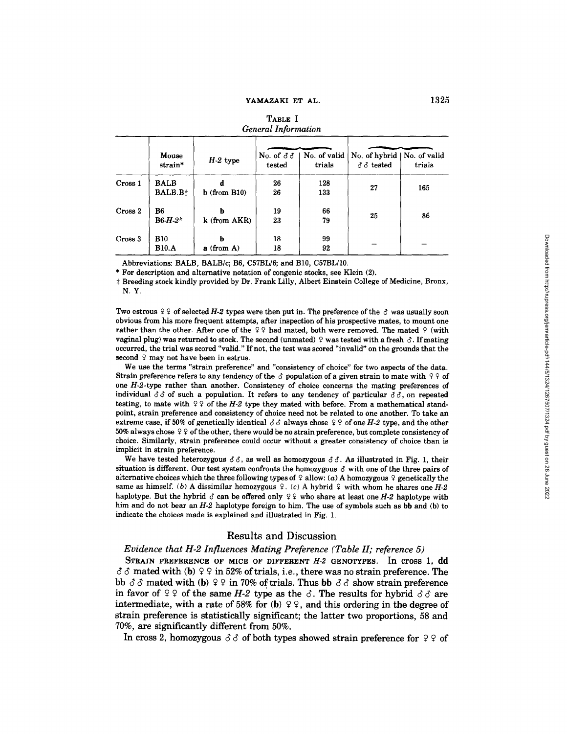TABLE I
*General Information*

| | Mouse strain* | *H-2* type | No. of ♂♂ tested | No. of valid trials | No. of hybrid ♂♂ tested | No. of valid trials |
|---|---|---|---|---|---|---|
| Cross 1 | BALB | d | 26 | 128 | 27 | 165 |
| | BALB.B‡ | b (from B10) | 26 | 133 | | |
| Cross 2 | B6 | b | 19 | 66 | 25 | 86 |
| | B6-$H$-$2^k$ | k (from AKR) | 23 | 79 | | |
| Cross 3 | B10 | b | 18 | 99 | — | — |
| | B10.A | a (from A) | 18 | 92 | | |

Abbreviations: BALB, BALB/c; B6, C57BL/6; and B10, C57BL/10.

\* For description and alternative notation of congenic stocks, see Klein (2).

‡ Breeding stock kindly provided by Dr. Frank Lilly, Albert Einstein College of Medicine, Bronx, N. Y.

Two estrous ♀♀ of selected *H-2* types were then put in. The preference of the ♂ was usually soon obvious from his more frequent attempts, after inspection of his prospective mates, to mount one rather than the other. After one of the ♀♀ had mated, both were removed. The mated ♀ (with vaginal plug) was returned to stock. The second (unmated) ♀ was tested with a fresh ♂. If mating occurred, the trial was scored "valid." If not, the test was scored "invalid" on the grounds that the second ♀ may not have been in estrus.

We use the terms "strain preference" and "consistency of choice" for two aspects of the data. Strain preference refers to any tendency of the ♂ population of a given strain to mate with ♀♀ of one *H-2*-type rather than another. Consistency of choice concerns the mating preferences of individual ♂♂ of such a population. It refers to any tendency of particular ♂♂, on repeated testing, to mate with ♀♀ of the *H-2* type they mated with before. From a mathematical standpoint, strain preference and consistency of choice need not be related to one another. To take an extreme case, if 50% of genetically identical ♂♂ always chose ♀♀ of one *H-2* type, and the other 50% always chose ♀♀ of the other, there would be no strain preference, but complete consistency of choice. Similarly, strain preference could occur without a greater consistency of choice than is implicit in strain preference.

We have tested heterozygous ♂♂, as well as homozygous ♂♂. As illustrated in Fig. 1, their situation is different. Our test system confronts the homozygous ♂ with one of the three pairs of alternative choices which the three following types of ♀ allow: (*a*) A homozygous ♀ genetically the same as himself. (*b*) A dissimilar homozygous ♀. (*c*) A hybrid ♀ with whom he shares one *H-2* haplotype. But the hybrid ♂ can be offered only ♀♀ who share at least one *H-2* haplotype with him and do not bear an *H-2* haplotype foreign to him. The use of symbols such as **bb** and (**b**) to indicate the choices made is explained and illustrated in Fig. 1.

## Results and Discussion

### *Evidence that H-2 Influences Mating Preference (Table II; reference 5)*

STRAIN PREFERENCE OF MICE OF DIFFERENT *H-2* GENOTYPES. In cross 1, **dd** ♂♂ mated with (**b**) ♀♀ in 52% of trials, i.e., there was no strain preference. The **bb** ♂♂ mated with (**b**) ♀♀ in 70% of trials. Thus **bb** ♂♂ show strain preference in favor of ♀♀ of the same *H-2* type as the ♂. The results for hybrid ♂♂ are intermediate, with a rate of 58% for (**b**) ♀♀, and this ordering in the degree of strain preference is statistically significant; the latter two proportions, 58 and 70%, are significantly different from 50%.

In cross 2, homozygous ♂♂ of both types showed strain preference for ♀♀ of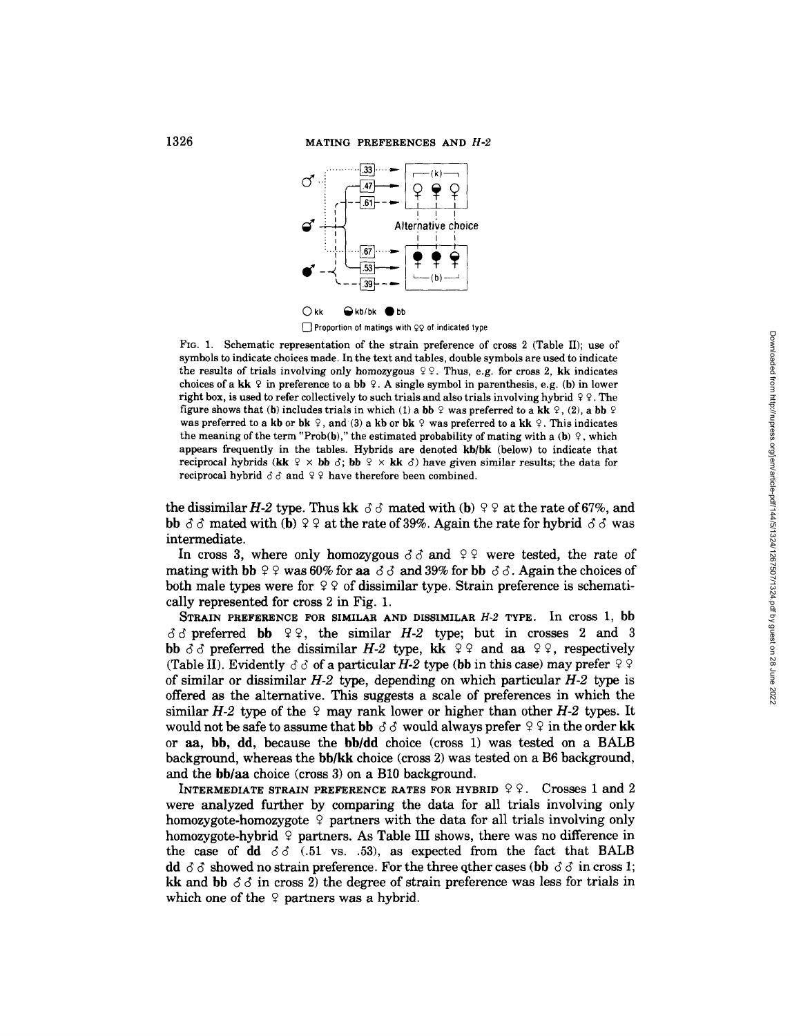○ kk ◐ kb/bk ● bb

□ Proportion of matings with ♀♀ of indicated type

FIG. 1. Schematic representation of the strain preference of cross 2 (Table II); use of symbols to indicate choices made. In the text and tables, double symbols are used to indicate the results of trials involving only homozygous ♀♀. Thus, e.g. for cross 2, **kk** indicates choices of a **kk** ♀ in preference to a **bb** ♀. A single symbol in parenthesis, e.g. **(b)** in lower right box, is used to refer collectively to such trials and also trials involving hybrid ♀♀. The figure shows that **(b)** includes trials in which (1) a **bb** ♀ was preferred to a **kk** ♀, (2), a **bb** ♀ was preferred to a **kb** or **bk** ♀, and (3) a **kb** or **bk** ♀ was preferred to a **kk** ♀. This indicates the meaning of the term "Prob(b)," the estimated probability of mating with a **(b)** ♀, which appears frequently in the tables. Hybrids are denoted **kb/bk** (below) to indicate that reciprocal hybrids (**kk** ♀ × **bb** ♂; **bb** ♀ × **kk** ♂) have given similar results; the data for reciprocal hybrid ♂♂ and ♀♀ have therefore been combined.

the dissimilar *H-2* type. Thus **kk** ♂♂ mated with **(b)** ♀♀ at the rate of 67%, and **bb** ♂♂ mated with **(b)** ♀♀ at the rate of 39%. Again the rate for hybrid ♂♂ was intermediate.

In cross 3, where only homozygous ♂♂ and ♀♀ were tested, the rate of mating with **bb** ♀♀ was 60% for **aa** ♂♂ and 39% for **bb** ♂♂. Again the choices of both male types were for ♀♀ of dissimilar type. Strain preference is schematically represented for cross 2 in Fig. 1.

STRAIN PREFERENCE FOR SIMILAR AND DISSIMILAR *H-2* TYPE. In cross 1, **bb** ♂♂ preferred **bb** ♀♀, the similar *H-2* type; but in crosses 2 and 3 **bb** ♂♂ preferred the dissimilar *H-2* type, **kk** ♀♀ and **aa** ♀♀, respectively (Table II). Evidently ♂♂ of a particular *H-2* type (**bb** in this case) may prefer ♀♀ of similar or dissimilar *H-2* type, depending on which particular *H-2* type is offered as the alternative. This suggests a scale of preferences in which the similar *H-2* type of the ♀ may rank lower or higher than other *H-2* types. It would not be safe to assume that **bb** ♂♂ would always prefer ♀♀ in the order **kk** or **aa**, **bb**, **dd**, because the **bb/dd** choice (cross 1) was tested on a BALB background, whereas the **bb/kk** choice (cross 2) was tested on a B6 background, and the **bb/aa** choice (cross 3) on a B10 background.

INTERMEDIATE STRAIN PREFERENCE RATES FOR HYBRID ♀♀. Crosses 1 and 2 were analyzed further by comparing the data for all trials involving only homozygote-homozygote ♀ partners with the data for all trials involving only homozygote-hybrid ♀ partners. As Table III shows, there was no difference in the case of **dd** ♂♂ (.51 vs. .53), as expected from the fact that BALB **dd** ♂♂ showed no strain preference. For the three other cases (**bb** ♂♂ in cross 1; **kk** and **bb** ♂♂ in cross 2) the degree of strain preference was less for trials in which one of the ♀ partners was a hybrid.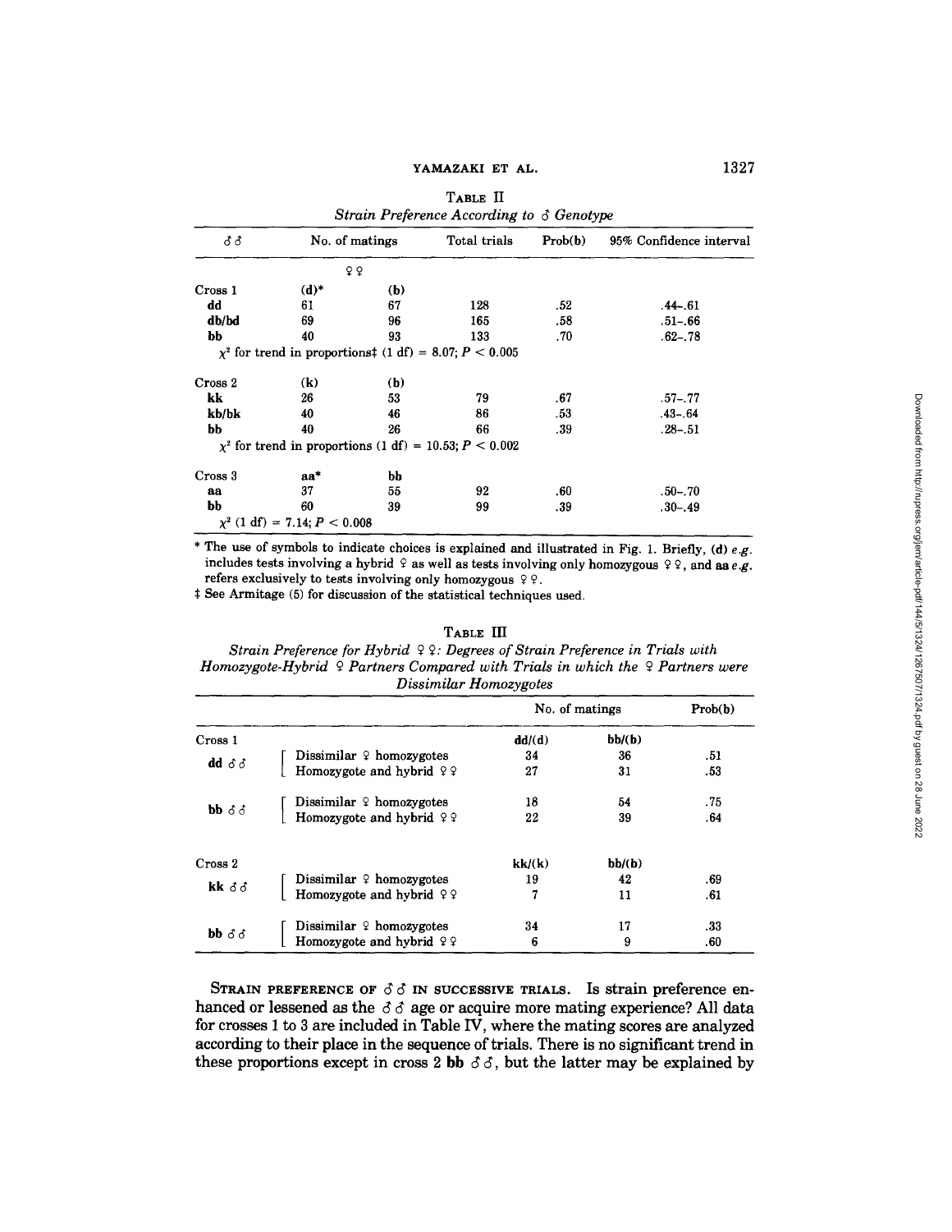TABLE II

*Strain Preference According to ♂ Genotype*

| ♂♂ | No. of matings | | Total trials | Prob(b) | 95% Confidence interval |
|---|---|---|---|---|---|
| | ♀♀ | | | | |
| Cross 1 | **(d)*** | **(b)** | | | |
| **dd** | 61 | 67 | 128 | .52 | .44–.61 |
| **db/bd** | 69 | 96 | 165 | .58 | .51–.66 |
| **bb** | 40 | 93 | 133 | .70 | .62–.78 |
| $\chi^2$ for trend in proportions‡ (1 df) = 8.07; $P < 0.005$ | | | | | |
| Cross 2 | **(k)** | **(b)** | | | |
| **kk** | 26 | 53 | 79 | .67 | .57–.77 |
| **kb/bk** | 40 | 46 | 86 | .53 | .43–.64 |
| **bb** | 40 | 26 | 66 | .39 | .28–.51 |
| $\chi^2$ for trend in proportions (1 df) = 10.53; $P < 0.002$ | | | | | |
| Cross 3 | **aa*** | **bb** | | | |
| **aa** | 37 | 55 | 92 | .60 | .50–.70 |
| **bb** | 60 | 39 | 99 | .39 | .30–.49 |
| $\chi^2$ (1 df) = 7.14; $P < 0.008$ | | | | | |

\* The use of symbols to indicate choices is explained and illustrated in Fig. 1. Briefly, **(d)** *e.g.* includes tests involving a hybrid ♀ as well as tests involving only homozygous ♀♀, and **aa** *e.g.* refers exclusively to tests involving only homozygous ♀♀.

‡ See Armitage (5) for discussion of the statistical techniques used.

TABLE III

*Strain Preference for Hybrid ♀♀: Degrees of Strain Preference in Trials with Homozygote-Hybrid ♀ Partners Compared with Trials in which the ♀ Partners were Dissimilar Homozygotes*

| | | No. of matings | | Prob(b) |
|---|---|---|---|---|
| Cross 1 | | **dd/(d)** | **bb/(b)** | |
| **dd** ♂♂ | Dissimilar ♀ homozygotes | 34 | 36 | .51 |
| | Homozygote and hybrid ♀♀ | 27 | 31 | .53 |
| **bb** ♂♂ | Dissimilar ♀ homozygotes | 18 | 54 | .75 |
| | Homozygote and hybrid ♀♀ | 22 | 39 | .64 |
| Cross 2 | | **kk/(k)** | **bb/(b)** | |
| **kk** ♂♂ | Dissimilar ♀ homozygotes | 19 | 42 | .69 |
| | Homozygote and hybrid ♀♀ | 7 | 11 | .61 |
| **bb** ♂♂ | Dissimilar ♀ homozygotes | 34 | 17 | .33 |
| | Homozygote and hybrid ♀♀ | 6 | 9 | .60 |

STRAIN PREFERENCE OF ♂♂ IN SUCCESSIVE TRIALS. Is strain preference enhanced or lessened as the ♂♂ age or acquire more mating experience? All data for crosses 1 to 3 are included in Table IV, where the mating scores are analyzed according to their place in the sequence of trials. There is no significant trend in these proportions except in cross 2 **bb** ♂♂, but the latter may be explained by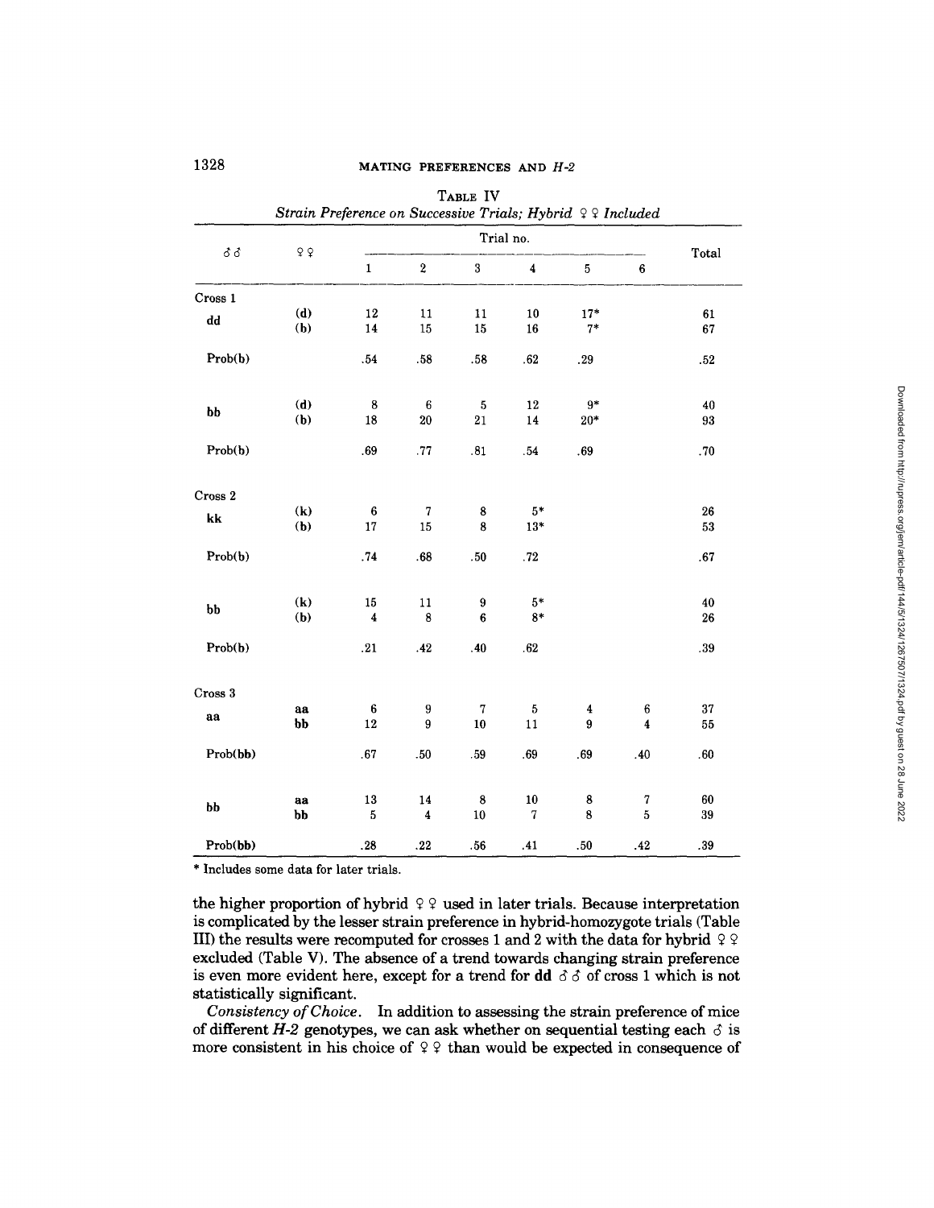TABLE IV

*Strain Preference on Successive Trials; Hybrid ♀♀ Included*

| ♂♂ | ♀♀ | Trial no. | | | | | | Total |
|---|---|---|---|---|---|---|---|---|
| | | 1 | 2 | 3 | 4 | 5 | 6 | |
| Cross 1 | | | | | | | | |
| **dd** | **(d)** | 12 | 11 | 11 | 10 | 17* | | 61 |
| | **(b)** | 14 | 15 | 15 | 16 | 7* | | 67 |
| Prob(**b**) | | .54 | .58 | .58 | .62 | .29 | | .52 |
| **bb** | **(d)** | 8 | 6 | 5 | 12 | 9* | | 40 |
| | **(b)** | 18 | 20 | 21 | 14 | 20* | | 93 |
| Prob(**b**) | | .69 | .77 | .81 | .54 | .69 | | .70 |
| Cross 2 | | | | | | | | |
| **kk** | **(k)** | 6 | 7 | 8 | 5* | | | 26 |
| | **(b)** | 17 | 15 | 8 | 13* | | | 53 |
| Prob(**b**) | | .74 | .68 | .50 | .72 | | | .67 |
| **bb** | **(k)** | 15 | 11 | 9 | 5* | | | 40 |
| | **(b)** | 4 | 8 | 6 | 8* | | | 26 |
| Prob(**b**) | | .21 | .42 | .40 | .62 | | | .39 |
| Cross 3 | | | | | | | | |
| **aa** | **aa** | 6 | 9 | 7 | 5 | 4 | 6 | 37 |
| | **bb** | 12 | 9 | 10 | 11 | 9 | 4 | 55 |
| Prob(**bb**) | | .67 | .50 | .59 | .69 | .69 | .40 | .60 |
| **bb** | **aa** | 13 | 14 | 8 | 10 | 8 | 7 | 60 |
| | **bb** | 5 | 4 | 10 | 7 | 8 | 5 | 39 |
| Prob(**bb**) | | .28 | .22 | .56 | .41 | .50 | .42 | .39 |

\* Includes some data for later trials.

the higher proportion of hybrid ♀♀ used in later trials. Because interpretation is complicated by the lesser strain preference in hybrid-homozygote trials (Table III) the results were recomputed for crosses 1 and 2 with the data for hybrid ♀♀ excluded (Table V). The absence of a trend towards changing strain preference is even more evident here, except for a trend for **dd** ♂♂ of cross 1 which is not statistically significant.

*Consistency of Choice.* In addition to assessing the strain preference of mice of different *H-2* genotypes, we can ask whether on sequential testing each ♂ is more consistent in his choice of ♀♀ than would be expected in consequence of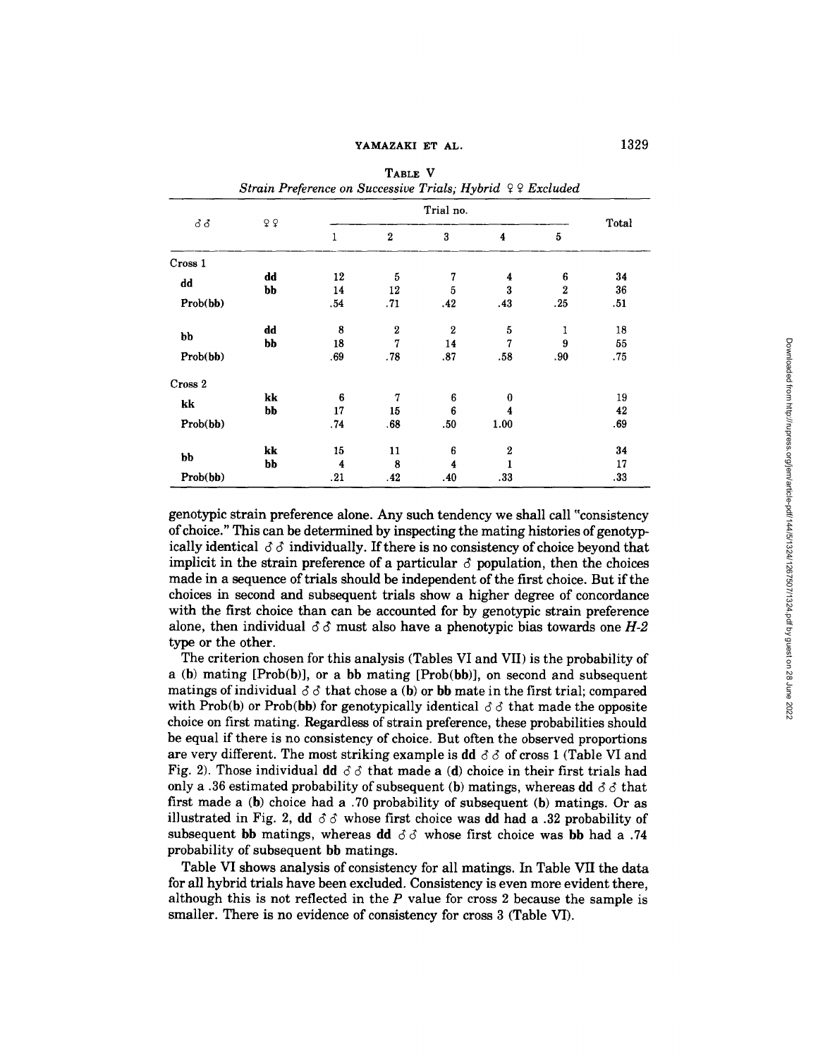TABLE V
*Strain Preference on Successive Trials; Hybrid ♀♀ Excluded*

| ♂♂ | ♀♀ | Trial no. | | | | | Total |
|---|---|---|---|---|---|---|---|
| | | 1 | 2 | 3 | 4 | 5 | |
| Cross 1 | | | | | | | |
| **dd** | **dd** | 12 | 5 | 7 | 4 | 6 | 34 |
| | **bb** | 14 | 12 | 5 | 3 | 2 | 36 |
| Prob(**bb**) | | .54 | .71 | .42 | .43 | .25 | .51 |
| **bb** | **dd** | 8 | 2 | 2 | 5 | 1 | 18 |
| | **bb** | 18 | 7 | 14 | 7 | 9 | 55 |
| Prob(**bb**) | | .69 | .78 | .87 | .58 | .90 | .75 |
| Cross 2 | | | | | | | |
| **kk** | **kk** | 6 | 7 | 6 | 0 | | 19 |
| | **bb** | 17 | 15 | 6 | 4 | | 42 |
| Prob(**bb**) | | .74 | .68 | .50 | 1.00 | | .69 |
| **bb** | **kk** | 15 | 11 | 6 | 2 | | 34 |
| | **bb** | 4 | 8 | 4 | 1 | | 17 |
| Prob(**bb**) | | .21 | .42 | .40 | .33 | | .33 |

genotypic strain preference alone. Any such tendency we shall call "consistency of choice." This can be determined by inspecting the mating histories of genotypically identical ♂♂ individually. If there is no consistency of choice beyond that implicit in the strain preference of a particular ♂ population, then the choices made in a sequence of trials should be independent of the first choice. But if the choices in second and subsequent trials show a higher degree of concordance with the first choice than can be accounted for by genotypic strain preference alone, then individual ♂♂ must also have a phenotypic bias towards one *H-2* type or the other.

The criterion chosen for this analysis (Tables VI and VII) is the probability of a (**b**) mating [Prob(**b**)], or a **bb** mating [Prob(**bb**)], on second and subsequent matings of individual ♂♂ that chose a (**b**) or **bb** mate in the first trial; compared with Prob(**b**) or Prob(**bb**) for genotypically identical ♂♂ that made the opposite choice on first mating. Regardless of strain preference, these probabilities should be equal if there is no consistency of choice. But often the observed proportions are very different. The most striking example is **dd** ♂♂ of cross 1 (Table VI and Fig. 2). Those individual **dd** ♂♂ that made a (**d**) choice in their first trials had only a .36 estimated probability of subsequent (**b**) matings, whereas **dd** ♂♂ that first made a (**b**) choice had a .70 probability of subsequent (**b**) matings. Or as illustrated in Fig. 2, **dd** ♂♂ whose first choice was **dd** had a .32 probability of subsequent **bb** matings, whereas **dd** ♂♂ whose first choice was **bb** had a .74 probability of subsequent **bb** matings.

Table VI shows analysis of consistency for all matings. In Table VII the data for all hybrid trials have been excluded. Consistency is even more evident there, although this is not reflected in the $P$ value for cross 2 because the sample is smaller. There is no evidence of consistency for cross 3 (Table VI).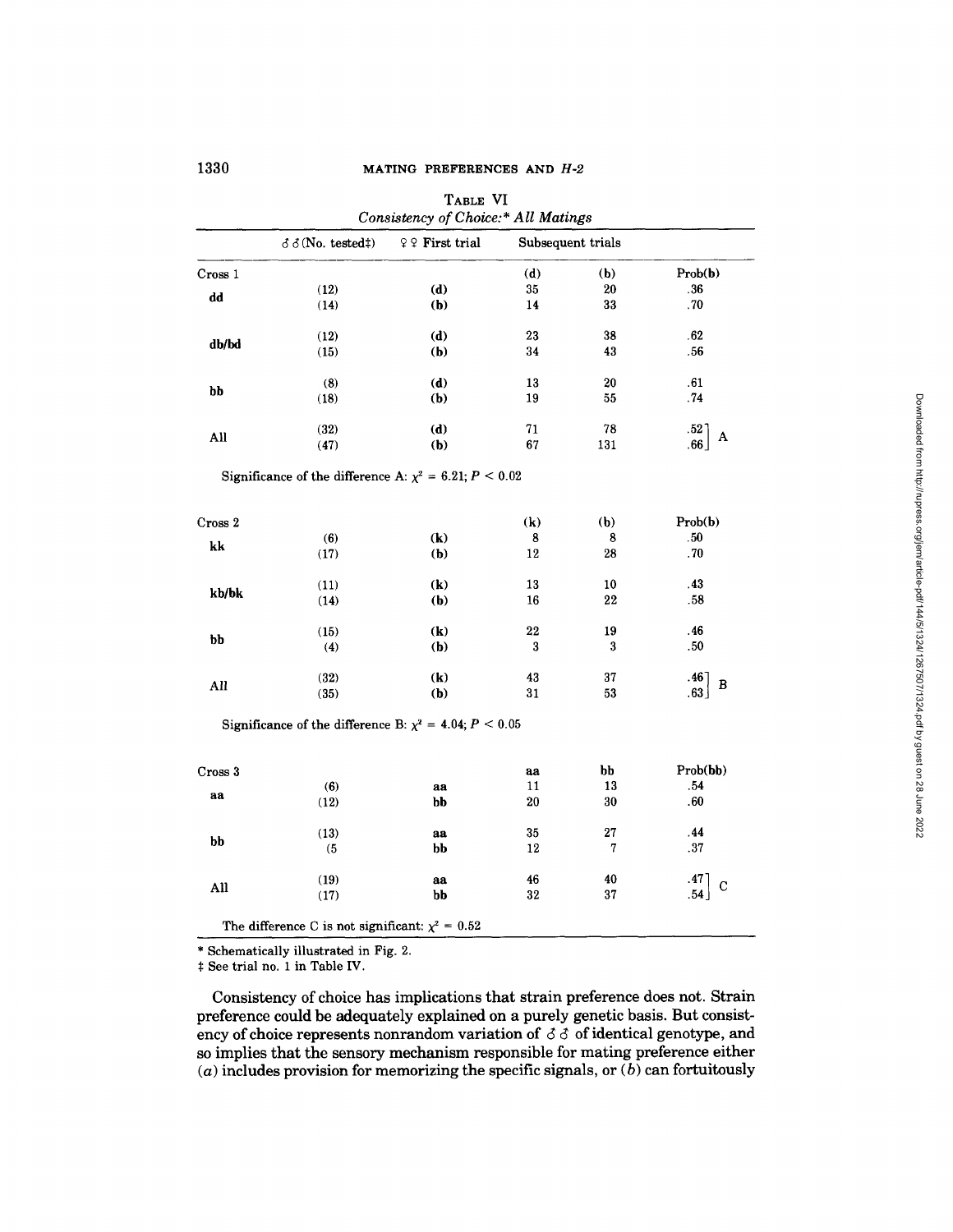**TABLE VI**

*Consistency of Choice:\* All Matings*

| | ♂♂ (No. tested‡) | ♀♀ First trial | Subsequent trials | | |
|---|---|---|---|---|---|
| **Cross 1** | | | **(d)** | **(b)** | **Prob(b)** |
| **dd** | (12) | **(d)** | 35 | 20 | .36 |
| | (14) | **(b)** | 14 | 33 | .70 |
| **db/bd** | (12) | **(d)** | 23 | 38 | .62 |
| | (15) | **(b)** | 34 | 43 | .56 |
| **bb** | (8) | **(d)** | 13 | 20 | .61 |
| | (18) | **(b)** | 19 | 55 | .74 |
| All | (32) | **(d)** | 71 | 78 | .52 ] A |
| | (47) | **(b)** | 67 | 131 | .66 ] |
| Significance of the difference A: $\chi^2$ = 6.21; $P < 0.02$ | | | | | |
| **Cross 2** | | | **(k)** | **(b)** | **Prob(b)** |
| **kk** | (6) | **(k)** | 8 | 8 | .50 |
| | (17) | **(b)** | 12 | 28 | .70 |
| **kb/bk** | (11) | **(k)** | 13 | 10 | .43 |
| | (14) | **(b)** | 16 | 22 | .58 |
| **bb** | (15) | **(k)** | 22 | 19 | .46 |
| | (4) | **(b)** | 3 | 3 | .50 |
| All | (32) | **(k)** | 43 | 37 | .46 ] B |
| | (35) | **(b)** | 31 | 53 | .63 ] |
| Significance of the difference B: $\chi^2$ = 4.04; $P < 0.05$ | | | | | |
| **Cross 3** | | | **aa** | **bb** | **Prob(bb)** |
| **aa** | (6) | **aa** | 11 | 13 | .54 |
| | (12) | **bb** | 20 | 30 | .60 |
| **bb** | (13) | **aa** | 35 | 27 | .44 |
| | (5 | **bb** | 12 | 7 | .37 |
| All | (19) | **aa** | 46 | 40 | .47 ] C |
| | (17) | **bb** | 32 | 37 | .54 ] |
| The difference C is not significant: $\chi^2$ = 0.52 | | | | | |

\* Schematically illustrated in Fig. 2.

‡ See trial no. 1 in Table IV.

Consistency of choice has implications that strain preference does not. Strain preference could be adequately explained on a purely genetic basis. But consistency of choice represents nonrandom variation of ♂♂ of identical genotype, and so implies that the sensory mechanism responsible for mating preference either (*a*) includes provision for memorizing the specific signals, or (*b*) can fortuitously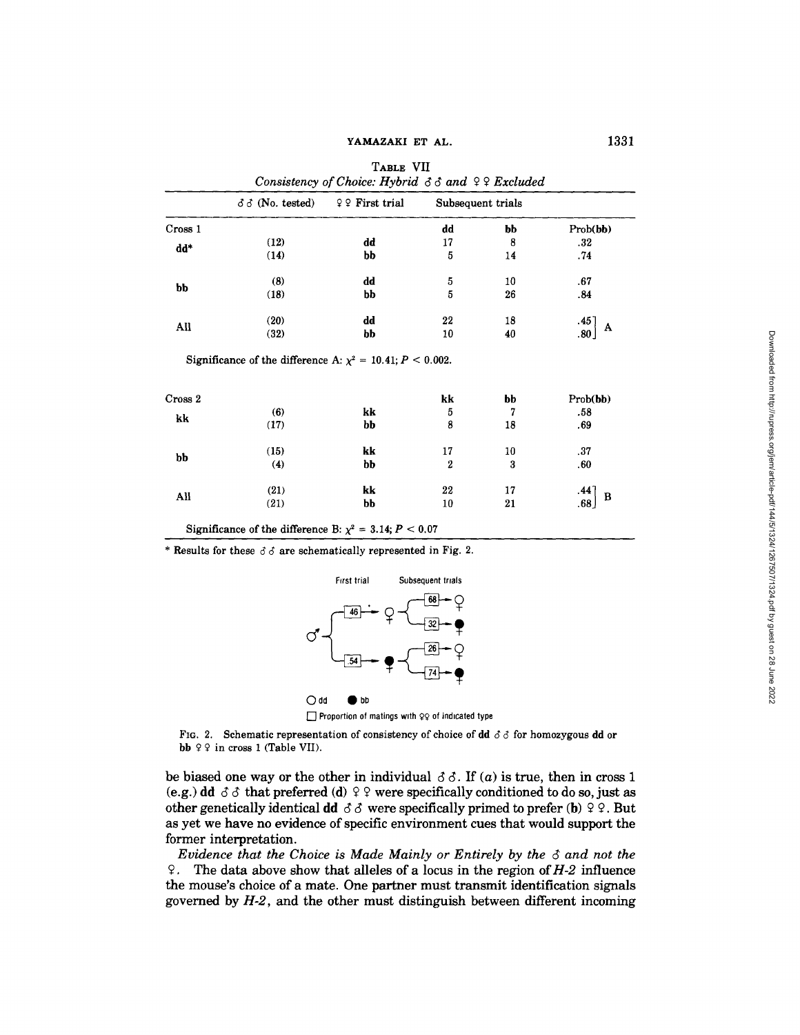TABLE VII

*Consistency of Choice: Hybrid ♂♂ and ♀♀ Excluded*

| | ♂♂ (No. tested) | ♀♀ First trial | Subsequent trials | | |
|---|---|---|---|---|---|
| Cross 1 | | | **dd** | **bb** | Prob(**bb**) |
| **dd*** | (12) | **dd** | 17 | 8 | .32 |
| | (14) | **bb** | 5 | 14 | .74 |
| **bb** | (8) | **dd** | 5 | 10 | .67 |
| | (18) | **bb** | 5 | 26 | .84 |
| All | (20) | **dd** | 22 | 18 | .45 ] A |
| | (32) | **bb** | 10 | 40 | .80 ] A |

Significance of the difference A: $\chi^2 = 10.41$; $P < 0.002$.

| | ♂♂ (No. tested) | ♀♀ First trial | Subsequent trials | | |
|---|---|---|---|---|---|
| Cross 2 | | | **kk** | **bb** | Prob(**bb**) |
| **kk** | (6) | **kk** | 5 | 7 | .58 |
| | (17) | **bb** | 8 | 18 | .69 |
| **bb** | (15) | **kk** | 17 | 10 | .37 |
| | (4) | **bb** | 2 | 3 | .60 |
| All | (21) | **kk** | 22 | 17 | .44 ] B |
| | (21) | **bb** | 10 | 21 | .68 ] B |

Significance of the difference B: $\chi^2 = 3.14$; $P < 0.07$

\* Results for these ♂♂ are schematically represented in Fig. 2.

FIG. 2. Schematic representation of consistency of choice of **dd** ♂♂ for homozygous **dd** or **bb** ♀♀ in cross 1 (Table VII).

be biased one way or the other in individual ♂♂. If (*a*) is true, then in cross 1 (e.g.) **dd** ♂♂ that preferred (**d**) ♀♀ were specifically conditioned to do so, just as other genetically identical **dd** ♂♂ were specifically primed to prefer (**b**) ♀♀. But as yet we have no evidence of specific environment cues that would support the former interpretation.

*Evidence that the Choice is Made Mainly or Entirely by the ♂ and not the ♀.* The data above show that alleles of a locus in the region of *H-2* influence the mouse's choice of a mate. One partner must transmit identification signals governed by *H-2*, and the other must distinguish between different incoming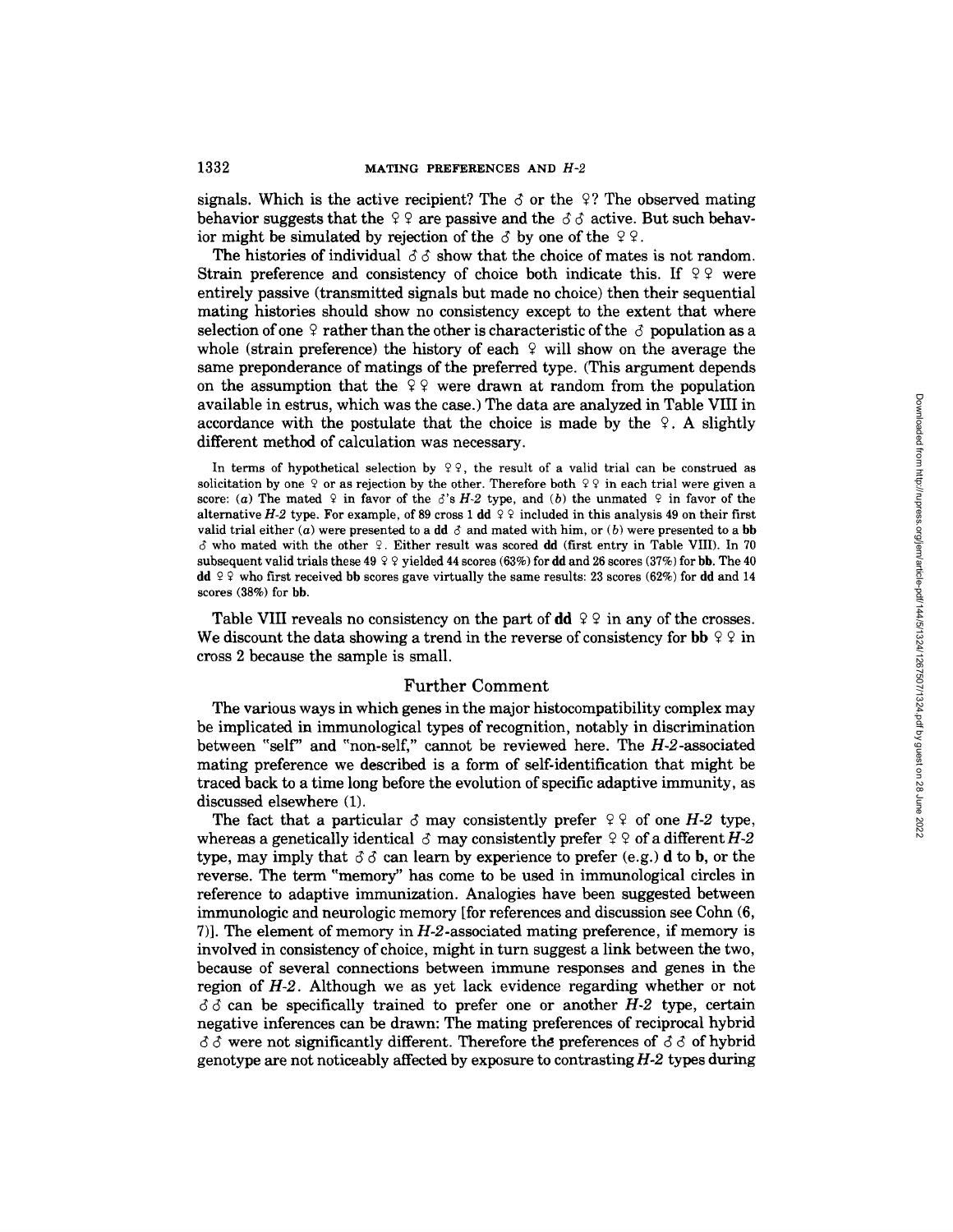signals. Which is the active recipient? The ♂ or the ♀? The observed mating behavior suggests that the ♀♀ are passive and the ♂♂ active. But such behavior might be simulated by rejection of the ♂ by one of the ♀♀.

The histories of individual ♂♂ show that the choice of mates is not random. Strain preference and consistency of choice both indicate this. If ♀♀ were entirely passive (transmitted signals but made no choice) then their sequential mating histories should show no consistency except to the extent that where selection of one ♀ rather than the other is characteristic of the ♂ population as a whole (strain preference) the history of each ♀ will show on the average the same preponderance of matings of the preferred type. (This argument depends on the assumption that the ♀♀ were drawn at random from the population available in estrus, which was the case.) The data are analyzed in Table VIII in accordance with the postulate that the choice is made by the ♀. A slightly different method of calculation was necessary.

In terms of hypothetical selection by ♀♀, the result of a valid trial can be construed as solicitation by one ♀ or as rejection by the other. Therefore both ♀♀ in each trial were given a score: (*a*) The mated ♀ in favor of the ♂'s *H-2* type, and (*b*) the unmated ♀ in favor of the alternative *H-2* type. For example, of 89 cross 1 **dd** ♀♀ included in this analysis 49 on their first valid trial either (*a*) were presented to a **dd** ♂ and mated with him, or (*b*) were presented to a **bb** ♂ who mated with the other ♀. Either result was scored **dd** (first entry in Table VIII). In 70 subsequent valid trials these 49 ♀♀ yielded 44 scores (63%) for **dd** and 26 scores (37%) for **bb**. The 40 **dd** ♀♀ who first received **bb** scores gave virtually the same results: 23 scores (62%) for **dd** and 14 scores (38%) for **bb**.

Table VIII reveals no consistency on the part of **dd** ♀♀ in any of the crosses. We discount the data showing a trend in the reverse of consistency for **bb** ♀♀ in cross 2 because the sample is small.

## Further Comment

The various ways in which genes in the major histocompatibility complex may be implicated in immunological types of recognition, notably in discrimination between "self" and "non-self," cannot be reviewed here. The *H-2*-associated mating preference we described is a form of self-identification that might be traced back to a time long before the evolution of specific adaptive immunity, as discussed elsewhere (1).

The fact that a particular ♂ may consistently prefer ♀♀ of one *H-2* type, whereas a genetically identical ♂ may consistently prefer ♀♀ of a different *H-2* type, may imply that ♂♂ can learn by experience to prefer (e.g.) **d** to **b**, or the reverse. The term "memory" has come to be used in immunological circles in reference to adaptive immunization. Analogies have been suggested between immunologic and neurologic memory [for references and discussion see Cohn (6, 7)]. The element of memory in *H-2*-associated mating preference, if memory is involved in consistency of choice, might in turn suggest a link between the two, because of several connections between immune responses and genes in the region of *H-2*. Although we as yet lack evidence regarding whether or not ♂♂ can be specifically trained to prefer one or another *H-2* type, certain negative inferences can be drawn: The mating preferences of reciprocal hybrid ♂♂ were not significantly different. Therefore the preferences of ♂♂ of hybrid genotype are not noticeably affected by exposure to contrasting *H-2* types during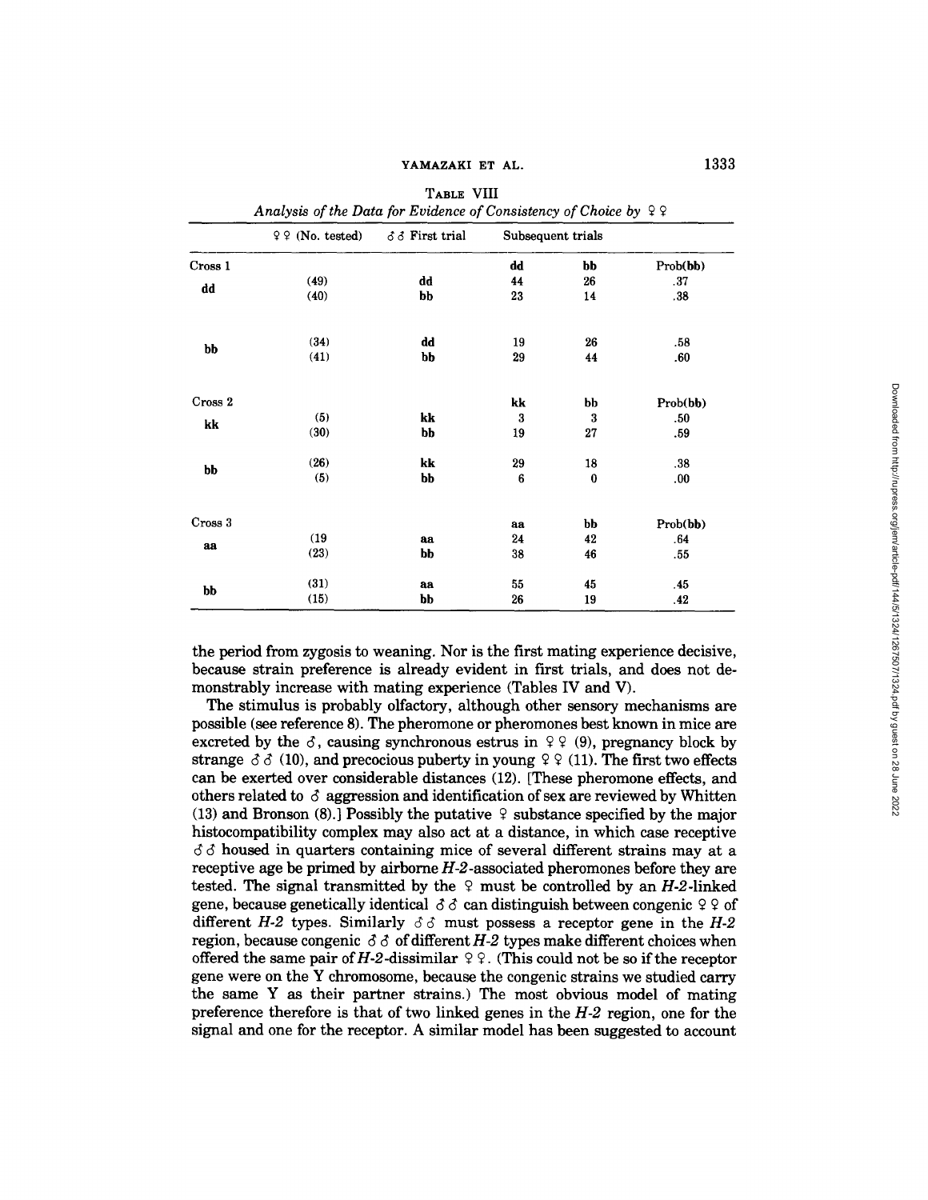TABLE VIII
*Analysis of the Data for Evidence of Consistency of Choice by ♀♀*

| | ♀♀ (No. tested) | ♂♂ First trial | Subsequent trials | | |
|---|---|---|---|---|---|
| Cross 1 | | | dd | bb | Prob(bb) |
| dd | (49) | dd | 44 | 26 | .37 |
| | (40) | bb | 23 | 14 | .38 |
| bb | (34) | dd | 19 | 26 | .58 |
| | (41) | bb | 29 | 44 | .60 |
| Cross 2 | | | kk | bb | Prob(bb) |
| kk | (5) | kk | 3 | 3 | .50 |
| | (30) | bb | 19 | 27 | .59 |
| bb | (26) | kk | 29 | 18 | .38 |
| | (5) | bb | 6 | 0 | .00 |
| Cross 3 | | | aa | bb | Prob(bb) |
| aa | (19 | aa | 24 | 42 | .64 |
| | (23) | bb | 38 | 46 | .55 |
| bb | (31) | aa | 55 | 45 | .45 |
| | (15) | bb | 26 | 19 | .42 |

the period from zygosis to weaning. Nor is the first mating experience decisive, because strain preference is already evident in first trials, and does not demonstrably increase with mating experience (Tables IV and V).

The stimulus is probably olfactory, although other sensory mechanisms are possible (see reference 8). The pheromone or pheromones best known in mice are excreted by the ♂, causing synchronous estrus in ♀♀ (9), pregnancy block by strange ♂♂ (10), and precocious puberty in young ♀♀ (11). The first two effects can be exerted over considerable distances (12). [These pheromone effects, and others related to ♂ aggression and identification of sex are reviewed by Whitten (13) and Bronson (8).] Possibly the putative ♀ substance specified by the major histocompatibility complex may also act at a distance, in which case receptive ♂♂ housed in quarters containing mice of several different strains may at a receptive age be primed by airborne *H-2*-associated pheromones before they are tested. The signal transmitted by the ♀ must be controlled by an *H-2*-linked gene, because genetically identical ♂♂ can distinguish between congenic ♀♀ of different *H-2* types. Similarly ♂♂ must possess a receptor gene in the *H-2* region, because congenic ♂♂ of different *H-2* types make different choices when offered the same pair of *H-2*-dissimilar ♀♀. (This could not be so if the receptor gene were on the Y chromosome, because the congenic strains we studied carry the same Y as their partner strains.) The most obvious model of mating preference therefore is that of two linked genes in the *H-2* region, one for the signal and one for the receptor. A similar model has been suggested to account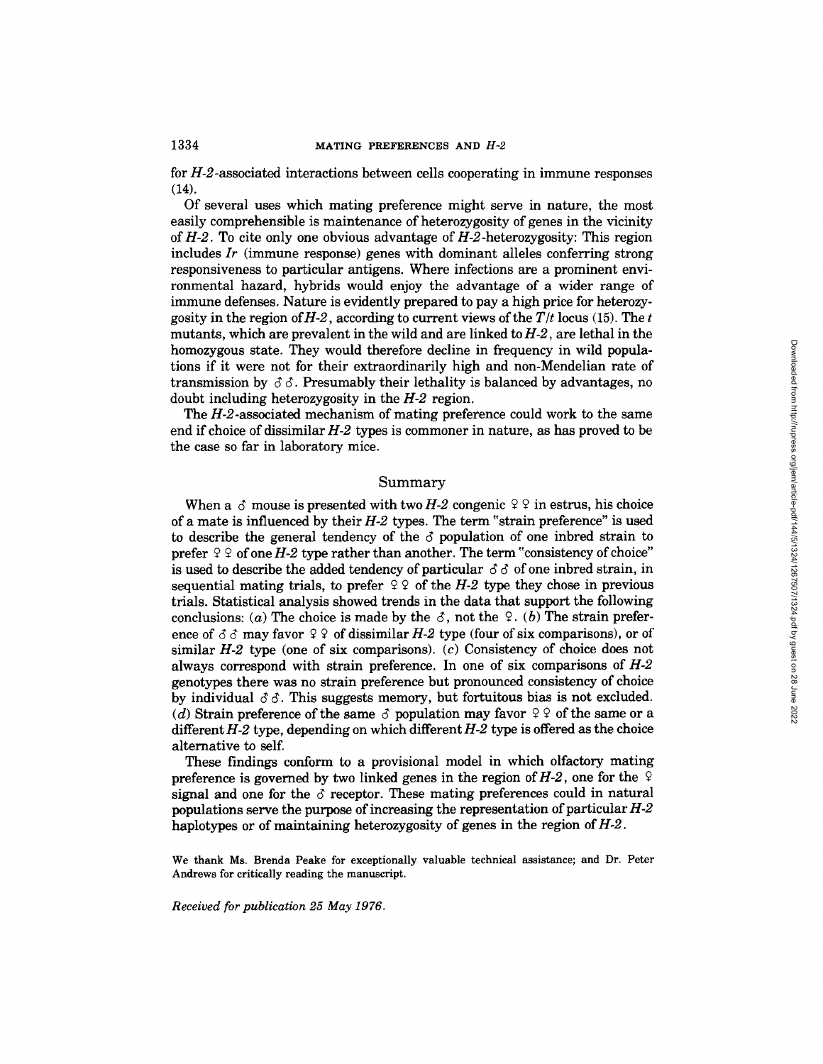for *H-2*-associated interactions between cells cooperating in immune responses (14).

Of several uses which mating preference might serve in nature, the most easily comprehensible is maintenance of heterozygosity of genes in the vicinity of *H-2*. To cite only one obvious advantage of *H-2*-heterozygosity: This region includes *Ir* (immune response) genes with dominant alleles conferring strong responsiveness to particular antigens. Where infections are a prominent environmental hazard, hybrids would enjoy the advantage of a wider range of immune defenses. Nature is evidently prepared to pay a high price for heterozygosity in the region of *H-2*, according to current views of the *T/t* locus (15). The *t* mutants, which are prevalent in the wild and are linked to *H-2*, are lethal in the homozygous state. They would therefore decline in frequency in wild populations if it were not for their extraordinarily high and non-Mendelian rate of transmission by ♂♂. Presumably their lethality is balanced by advantages, no doubt including heterozygosity in the *H-2* region.

The *H-2*-associated mechanism of mating preference could work to the same end if choice of dissimilar *H-2* types is commoner in nature, as has proved to be the case so far in laboratory mice.

## Summary

When a ♂ mouse is presented with two *H-2* congenic ♀♀ in estrus, his choice of a mate is influenced by their *H-2* types. The term "strain preference" is used to describe the general tendency of the ♂ population of one inbred strain to prefer ♀♀ of one *H-2* type rather than another. The term "consistency of choice" is used to describe the added tendency of particular ♂♂ of one inbred strain, in sequential mating trials, to prefer ♀♀ of the *H-2* type they chose in previous trials. Statistical analysis showed trends in the data that support the following conclusions: (*a*) The choice is made by the ♂, not the ♀. (*b*) The strain preference of ♂♂ may favor ♀♀ of dissimilar *H-2* type (four of six comparisons), or of similar *H-2* type (one of six comparisons). (*c*) Consistency of choice does not always correspond with strain preference. In one of six comparisons of *H-2* genotypes there was no strain preference but pronounced consistency of choice by individual ♂♂. This suggests memory, but fortuitous bias is not excluded. (*d*) Strain preference of the same ♂ population may favor ♀♀ of the same or a different *H-2* type, depending on which different *H-2* type is offered as the choice alternative to self.

These findings conform to a provisional model in which olfactory mating preference is governed by two linked genes in the region of *H-2*, one for the ♀ signal and one for the ♂ receptor. These mating preferences could in natural populations serve the purpose of increasing the representation of particular *H-2* haplotypes or of maintaining heterozygosity of genes in the region of *H-2*.

We thank Ms. Brenda Peake for exceptionally valuable technical assistance; and Dr. Peter Andrews for critically reading the manuscript.

*Received for publication 25 May 1976.*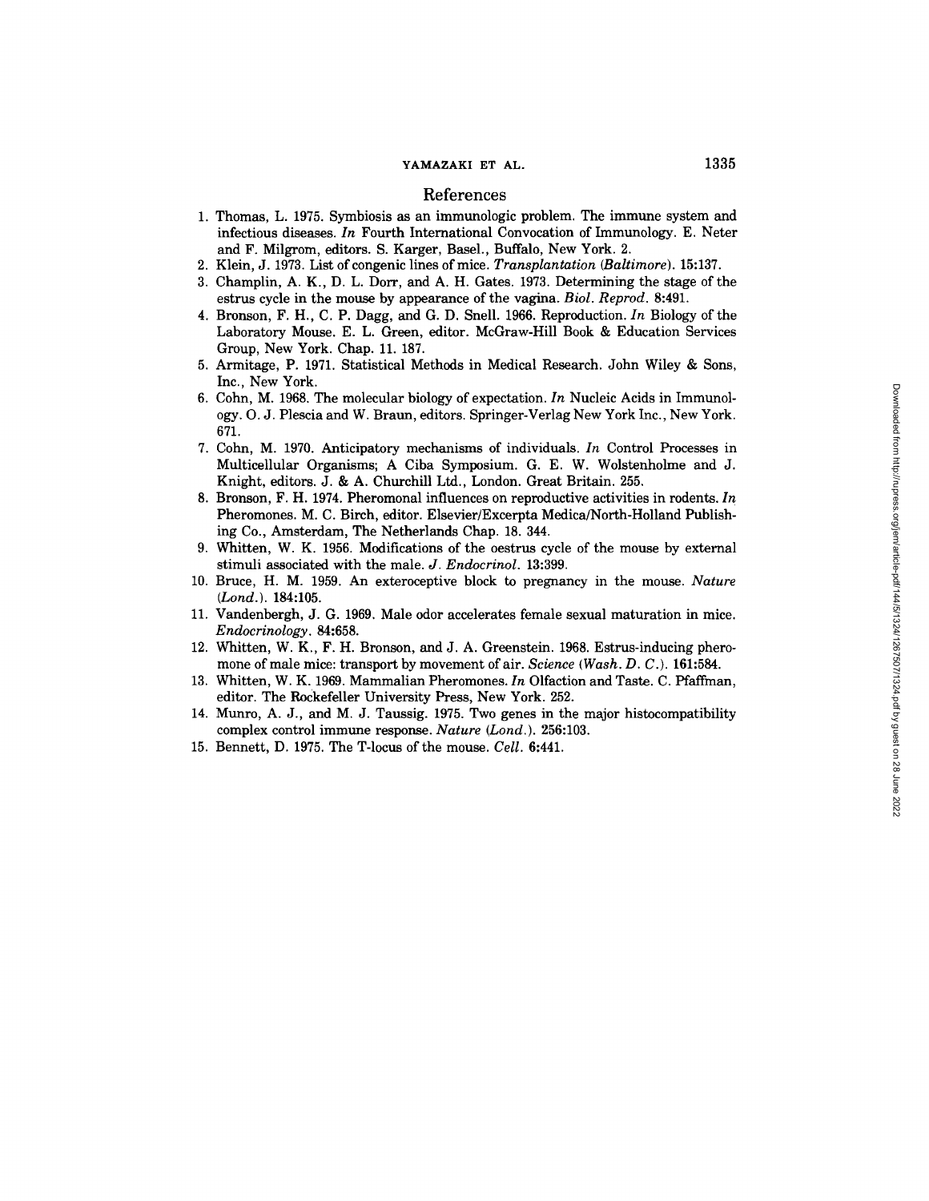## References

1. Thomas, L. 1975. Symbiosis as an immunologic problem. The immune system and infectious diseases. *In* Fourth International Convocation of Immunology. E. Neter and F. Milgrom, editors. S. Karger, Basel., Buffalo, New York. 2.
2. Klein, J. 1973. List of congenic lines of mice. *Transplantation (Baltimore)*. **15**:137.
3. Champlin, A. K., D. L. Dorr, and A. H. Gates. 1973. Determining the stage of the estrus cycle in the mouse by appearance of the vagina. *Biol. Reprod.* **8**:491.
4. Bronson, F. H., C. P. Dagg, and G. D. Snell. 1966. Reproduction. *In* Biology of the Laboratory Mouse. E. L. Green, editor. McGraw-Hill Book & Education Services Group, New York. Chap. 11. 187.
5. Armitage, P. 1971. Statistical Methods in Medical Research. John Wiley & Sons, Inc., New York.
6. Cohn, M. 1968. The molecular biology of expectation. *In* Nucleic Acids in Immunology. O. J. Plescia and W. Braun, editors. Springer-Verlag New York Inc., New York. 671.
7. Cohn, M. 1970. Anticipatory mechanisms of individuals. *In* Control Processes in Multicellular Organisms; A Ciba Symposium. G. E. W. Wolstenholme and J. Knight, editors. J. & A. Churchill Ltd., London. Great Britain. 255.
8. Bronson, F. H. 1974. Pheromonal influences on reproductive activities in rodents. *In* Pheromones. M. C. Birch, editor. Elsevier/Excerpta Medica/North-Holland Publishing Co., Amsterdam, The Netherlands Chap. 18. 344.
9. Whitten, W. K. 1956. Modifications of the oestrus cycle of the mouse by external stimuli associated with the male. *J. Endocrinol.* **13**:399.
10. Bruce, H. M. 1959. An exteroceptive block to pregnancy in the mouse. *Nature (Lond.)*. **184**:105.
11. Vandenbergh, J. G. 1969. Male odor accelerates female sexual maturation in mice. *Endocrinology*. **84**:658.
12. Whitten, W. K., F. H. Bronson, and J. A. Greenstein. 1968. Estrus-inducing pheromone of male mice: transport by movement of air. *Science (Wash. D. C.)*. **161**:584.
13. Whitten, W. K. 1969. Mammalian Pheromones. *In* Olfaction and Taste. C. Pfaffman, editor. The Rockefeller University Press, New York. 252.
14. Munro, A. J., and M. J. Taussig. 1975. Two genes in the major histocompatibility complex control immune response. *Nature (Lond.)*. **256**:103.
15. Bennett, D. 1975. The T-locus of the mouse. *Cell*. **6**:441.